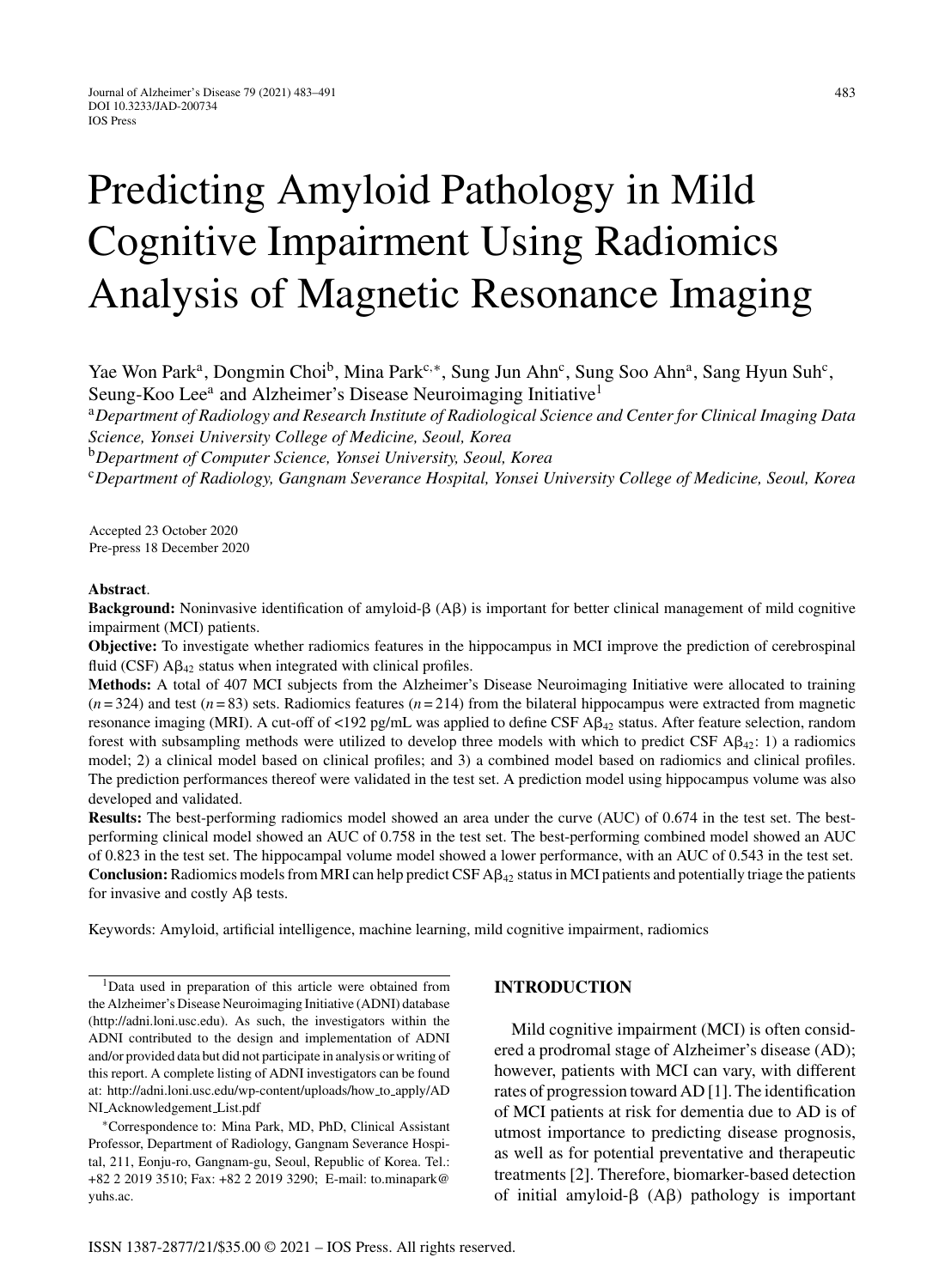# Predicting Amyloid Pathology in Mild Cognitive Impairment Using Radiomics Analysis of Magnetic Resonance Imaging

Yae Won Park[a], Dongmin Choi[b], Mina Park[c,*], Sung Jun Ahn[c], Sung Soo Ahn[a], Sang Hyun Suh[c], Seung-Koo Lee[a] and Alzheimer's Disease Neuroimaging Initiative[1]

[a]*Department of Radiology and Research Institute of Radiological Science and Center for Clinical Imaging Data Science, Yonsei University College of Medicine, Seoul, Korea*

[b]*Department of Computer Science, Yonsei University, Seoul, Korea*

[c]*Department of Radiology, Gangnam Severance Hospital, Yonsei University College of Medicine, Seoul, Korea*

Accepted 23 October 2020
Pre-press 18 December 2020

**Abstract**.

**Background:** Noninvasive identification of amyloid-β (Aβ) is important for better clinical management of mild cognitive impairment (MCI) patients.

**Objective:** To investigate whether radiomics features in the hippocampus in MCI improve the prediction of cerebrospinal fluid (CSF) $A\beta_{42}$ status when integrated with clinical profiles.

**Methods:** A total of 407 MCI subjects from the Alzheimer's Disease Neuroimaging Initiative were allocated to training ($n = 324$) and test ($n = 83$) sets. Radiomics features ($n = 214$) from the bilateral hippocampus were extracted from magnetic resonance imaging (MRI). A cut-off of <192 pg/mL was applied to define CSF $A\beta_{42}$ status. After feature selection, random forest with subsampling methods were utilized to develop three models with which to predict CSF $A\beta_{42}$: 1) a radiomics model; 2) a clinical model based on clinical profiles; and 3) a combined model based on radiomics and clinical profiles. The prediction performances thereof were validated in the test set. A prediction model using hippocampus volume was also developed and validated.

**Results:** The best-performing radiomics model showed an area under the curve (AUC) of 0.674 in the test set. The best-performing clinical model showed an AUC of 0.758 in the test set. The best-performing combined model showed an AUC of 0.823 in the test set. The hippocampal volume model showed a lower performance, with an AUC of 0.543 in the test set.

**Conclusion:** Radiomics models from MRI can help predict CSF $A\beta_{42}$ status in MCI patients and potentially triage the patients for invasive and costly Aβ tests.

Keywords: Amyloid, artificial intelligence, machine learning, mild cognitive impairment, radiomics

[1]Data used in preparation of this article were obtained from the Alzheimer's Disease Neuroimaging Initiative (ADNI) database (http://adni.loni.usc.edu). As such, the investigators within the ADNI contributed to the design and implementation of ADNI and/or provided data but did not participate in analysis or writing of this report. A complete listing of ADNI investigators can be found at: http://adni.loni.usc.edu/wp-content/uploads/how_to_apply/ADNI_Acknowledgement_List.pdf

*Correspondence to: Mina Park, MD, PhD, Clinical Assistant Professor, Department of Radiology, Gangnam Severance Hospital, 211, Eonju-ro, Gangnam-gu, Seoul, Republic of Korea. Tel.: +82 2 2019 3510; Fax: +82 2 2019 3290; E-mail: to.minapark@yuhs.ac.

## INTRODUCTION

Mild cognitive impairment (MCI) is often considered a prodromal stage of Alzheimer's disease (AD); however, patients with MCI can vary, with different rates of progression toward AD [1]. The identification of MCI patients at risk for dementia due to AD is of utmost importance to predicting disease prognosis, as well as for potential preventative and therapeutic treatments [2]. Therefore, biomarker-based detection of initial amyloid-β (Aβ) pathology is important

ISSN 1387-2877/21/$35.00 © 2021 – IOS Press. All rights reserved.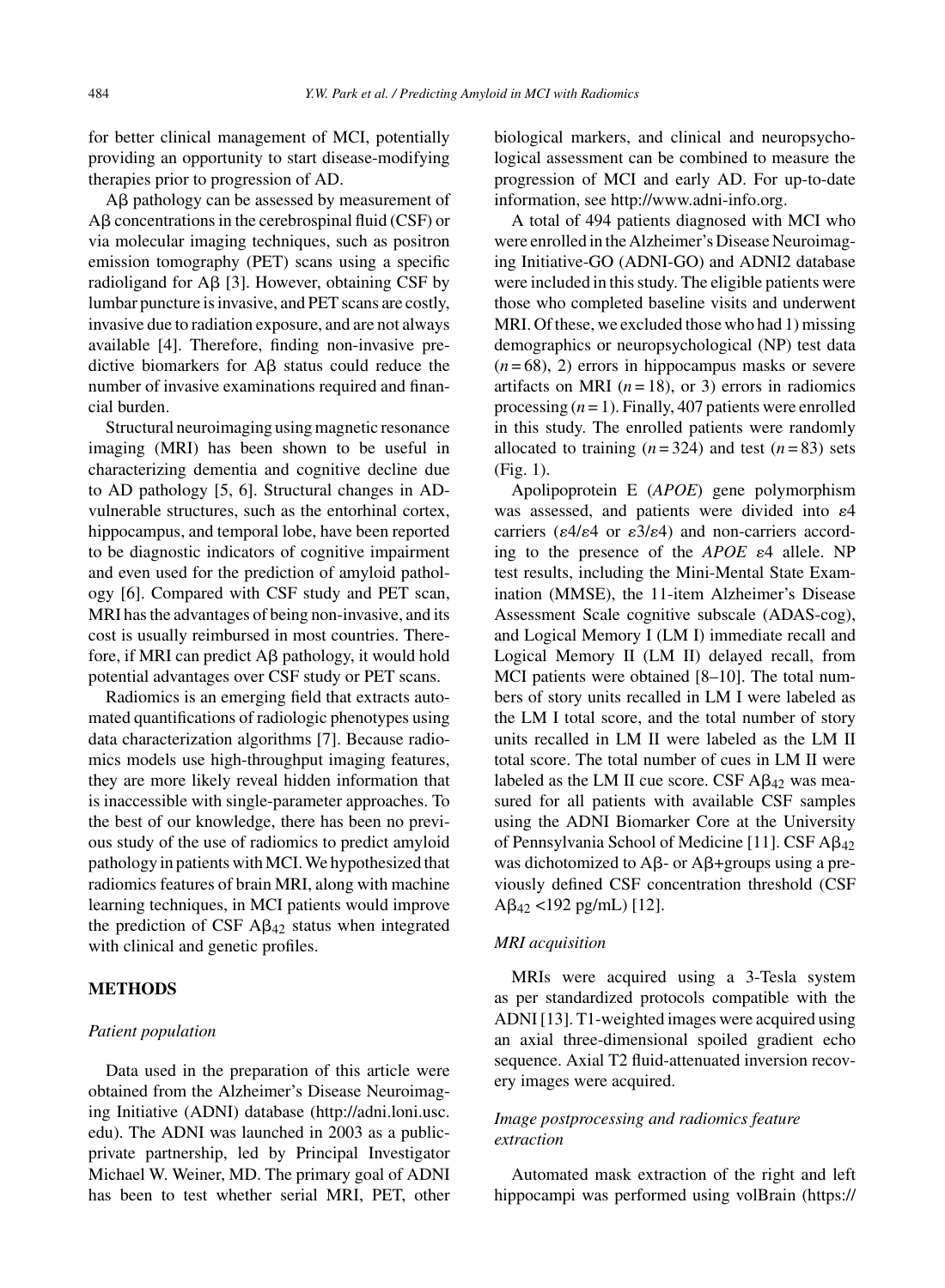for better clinical management of MCI, potentially providing an opportunity to start disease-modifying therapies prior to progression of AD.

Aβ pathology can be assessed by measurement of Aβ concentrations in the cerebrospinal fluid (CSF) or via molecular imaging techniques, such as positron emission tomography (PET) scans using a specific radioligand for Aβ [3]. However, obtaining CSF by lumbar puncture is invasive, and PET scans are costly, invasive due to radiation exposure, and are not always available [4]. Therefore, finding non-invasive predictive biomarkers for Aβ status could reduce the number of invasive examinations required and financial burden.

Structural neuroimaging using magnetic resonance imaging (MRI) has been shown to be useful in characterizing dementia and cognitive decline due to AD pathology [5, 6]. Structural changes in AD-vulnerable structures, such as the entorhinal cortex, hippocampus, and temporal lobe, have been reported to be diagnostic indicators of cognitive impairment and even used for the prediction of amyloid pathology [6]. Compared with CSF study and PET scan, MRI has the advantages of being non-invasive, and its cost is usually reimbursed in most countries. Therefore, if MRI can predict Aβ pathology, it would hold potential advantages over CSF study or PET scans.

Radiomics is an emerging field that extracts automated quantifications of radiologic phenotypes using data characterization algorithms [7]. Because radiomics models use high-throughput imaging features, they are more likely reveal hidden information that is inaccessible with single-parameter approaches. To the best of our knowledge, there has been no previous study of the use of radiomics to predict amyloid pathology in patients with MCI. We hypothesized that radiomics features of brain MRI, along with machine learning techniques, in MCI patients would improve the prediction of CSF $A\beta_{42}$ status when integrated with clinical and genetic profiles.

## METHODS

### *Patient population*

Data used in the preparation of this article were obtained from the Alzheimer's Disease Neuroimaging Initiative (ADNI) database (http://adni.loni.usc.edu). The ADNI was launched in 2003 as a public-private partnership, led by Principal Investigator Michael W. Weiner, MD. The primary goal of ADNI has been to test whether serial MRI, PET, other biological markers, and clinical and neuropsychological assessment can be combined to measure the progression of MCI and early AD. For up-to-date information, see http://www.adni-info.org.

A total of 494 patients diagnosed with MCI who were enrolled in the Alzheimer's Disease Neuroimaging Initiative-GO (ADNI-GO) and ADNI2 database were included in this study. The eligible patients were those who completed baseline visits and underwent MRI. Of these, we excluded those who had 1) missing demographics or neuropsychological (NP) test data ($n = 68$), 2) errors in hippocampus masks or severe artifacts on MRI ($n = 18$), or 3) errors in radiomics processing ($n = 1$). Finally, 407 patients were enrolled in this study. The enrolled patients were randomly allocated to training ($n = 324$) and test ($n = 83$) sets (Fig. 1).

Apolipoprotein E (*APOE*) gene polymorphism was assessed, and patients were divided into ε4 carriers (ε4/ε4 or ε3/ε4) and non-carriers according to the presence of the *APOE* ε4 allele. NP test results, including the Mini-Mental State Examination (MMSE), the 11-item Alzheimer's Disease Assessment Scale cognitive subscale (ADAS-cog), and Logical Memory I (LM I) immediate recall and Logical Memory II (LM II) delayed recall, from MCI patients were obtained [8–10]. The total numbers of story units recalled in LM I were labeled as the LM I total score, and the total number of story units recalled in LM II were labeled as the LM II total score. The total number of cues in LM II were labeled as the LM II cue score. CSF $A\beta_{42}$ was measured for all patients with available CSF samples using the ADNI Biomarker Core at the University of Pennsylvania School of Medicine [11]. CSF $A\beta_{42}$ was dichotomized to Aβ- or Aβ+groups using a previously defined CSF concentration threshold (CSF $A\beta_{42}$ <192 pg/mL) [12].

### *MRI acquisition*

MRIs were acquired using a 3-Tesla system as per standardized protocols compatible with the ADNI [13]. T1-weighted images were acquired using an axial three-dimensional spoiled gradient echo sequence. Axial T2 fluid-attenuated inversion recovery images were acquired.

### *Image postprocessing and radiomics feature extraction*

Automated mask extraction of the right and left hippocampi was performed using volBrain (https://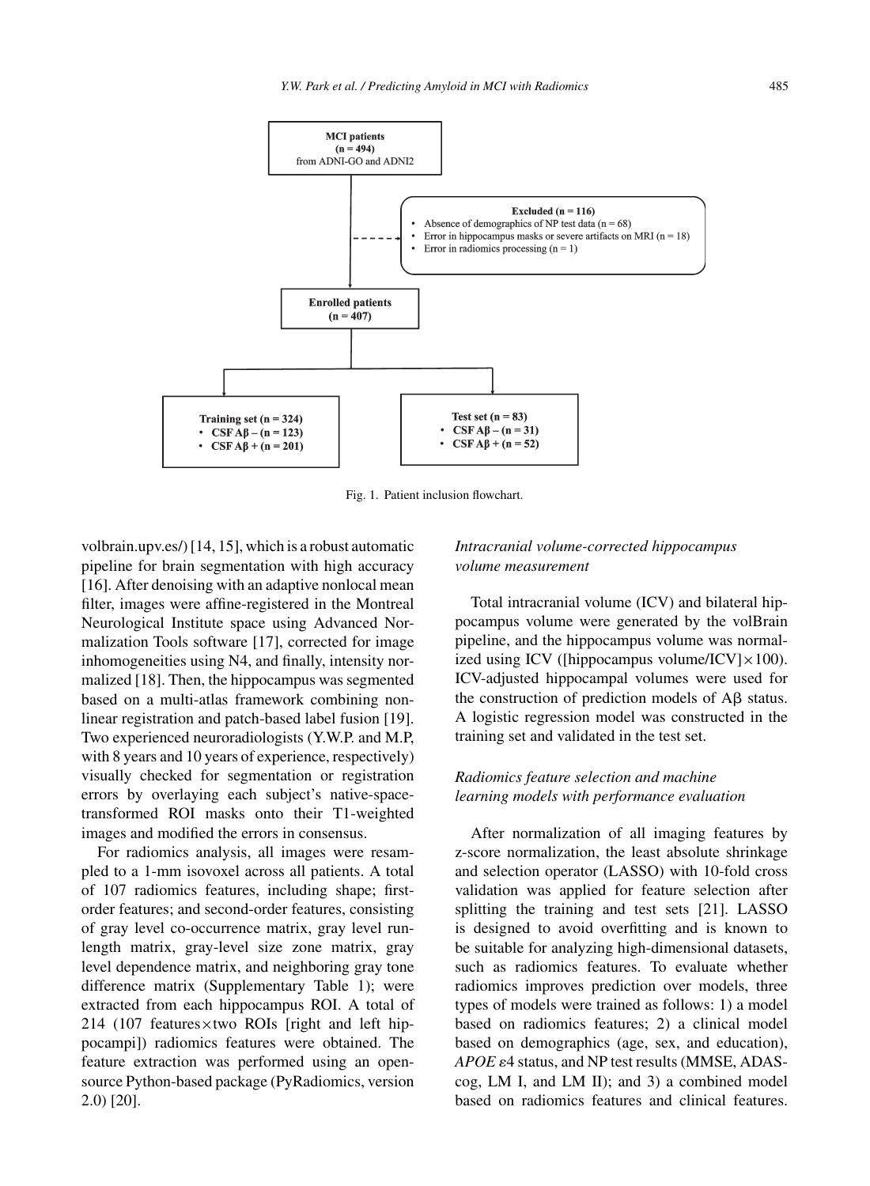**MCI patients**
**(n = 494)**
from ADNI-GO and ADNI2

**Excluded (n = 116)**
- Absence of demographics of NP test data (n = 68)
- Error in hippocampus masks or severe artifacts on MRI (n = 18)
- Error in radiomics processing (n = 1)

**Enrolled patients**
**(n = 407)**

**Training set (n = 324)**
- **CSF Aβ – (n = 123)**
- **CSF Aβ + (n = 201)**

**Test set (n = 83)**
- **CSF Aβ – (n = 31)**
- **CSF Aβ + (n = 52)**

Fig. 1. Patient inclusion flowchart.

volbrain.upv.es/) [14, 15], which is a robust automatic pipeline for brain segmentation with high accuracy [16]. After denoising with an adaptive nonlocal mean filter, images were affine-registered in the Montreal Neurological Institute space using Advanced Normalization Tools software [17], corrected for image inhomogeneities using N4, and finally, intensity normalized [18]. Then, the hippocampus was segmented based on a multi-atlas framework combining nonlinear registration and patch-based label fusion [19]. Two experienced neuroradiologists (Y.W.P. and M.P, with 8 years and 10 years of experience, respectively) visually checked for segmentation or registration errors by overlaying each subject's native-space-transformed ROI masks onto their T1-weighted images and modified the errors in consensus.

For radiomics analysis, all images were resampled to a 1-mm isovoxel across all patients. A total of 107 radiomics features, including shape; first-order features; and second-order features, consisting of gray level co-occurrence matrix, gray level run-length matrix, gray-level size zone matrix, gray level dependence matrix, and neighboring gray tone difference matrix (Supplementary Table 1); were extracted from each hippocampus ROI. A total of 214 (107 features $\times$ two ROIs [right and left hippocampi]) radiomics features were obtained. The feature extraction was performed using an open-source Python-based package (PyRadiomics, version 2.0) [20].

### *Intracranial volume-corrected hippocampus volume measurement*

Total intracranial volume (ICV) and bilateral hippocampus volume were generated by the volBrain pipeline, and the hippocampus volume was normalized using ICV ([hippocampus volume/ICV] $\times$ 100). ICV-adjusted hippocampal volumes were used for the construction of prediction models of Aβ status. A logistic regression model was constructed in the training set and validated in the test set.

### *Radiomics feature selection and machine learning models with performance evaluation*

After normalization of all imaging features by z-score normalization, the least absolute shrinkage and selection operator (LASSO) with 10-fold cross validation was applied for feature selection after splitting the training and test sets [21]. LASSO is designed to avoid overfitting and is known to be suitable for analyzing high-dimensional datasets, such as radiomics features. To evaluate whether radiomics improves prediction over models, three types of models were trained as follows: 1) a model based on radiomics features; 2) a clinical model based on demographics (age, sex, and education), *APOE* $\varepsilon$4 status, and NP test results (MMSE, ADAS-cog, LM I, and LM II); and 3) a combined model based on radiomics features and clinical features.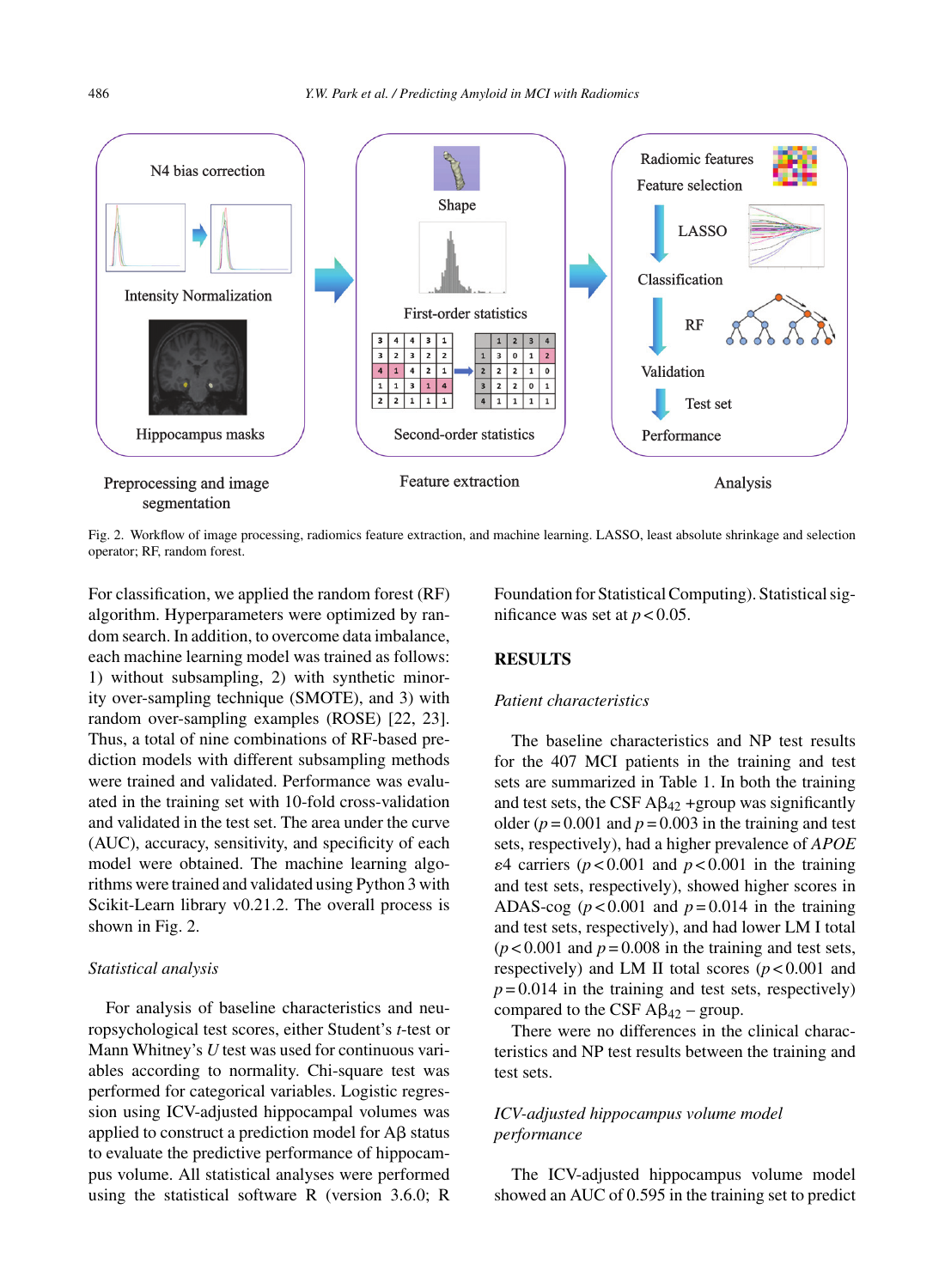Fig. 2. Workflow of image processing, radiomics feature extraction, and machine learning. LASSO, least absolute shrinkage and selection operator; RF, random forest.

For classification, we applied the random forest (RF) algorithm. Hyperparameters were optimized by random search. In addition, to overcome data imbalance, each machine learning model was trained as follows: 1) without subsampling, 2) with synthetic minority over-sampling technique (SMOTE), and 3) with random over-sampling examples (ROSE) [22, 23]. Thus, a total of nine combinations of RF-based prediction models with different subsampling methods were trained and validated. Performance was evaluated in the training set with 10-fold cross-validation and validated in the test set. The area under the curve (AUC), accuracy, sensitivity, and specificity of each model were obtained. The machine learning algorithms were trained and validated using Python 3 with Scikit-Learn library v0.21.2. The overall process is shown in Fig. 2.

### *Statistical analysis*

For analysis of baseline characteristics and neuropsychological test scores, either Student's *t*-test or Mann Whitney's *U* test was used for continuous variables according to normality. Chi-square test was performed for categorical variables. Logistic regression using ICV-adjusted hippocampal volumes was applied to construct a prediction model for Aβ status to evaluate the predictive performance of hippocampus volume. All statistical analyses were performed using the statistical software R (version 3.6.0; R Foundation for Statistical Computing). Statistical significance was set at $p < 0.05$.

## RESULTS

### *Patient characteristics*

The baseline characteristics and NP test results for the 407 MCI patients in the training and test sets are summarized in Table 1. In both the training and test sets, the CSF $A\beta_{42}$ +group was significantly older ($p = 0.001$ and $p = 0.003$ in the training and test sets, respectively), had a higher prevalence of *APOE* ε4 carriers ($p < 0.001$ and $p < 0.001$ in the training and test sets, respectively), showed higher scores in ADAS-cog ($p < 0.001$ and $p = 0.014$ in the training and test sets, respectively), and had lower LM I total ($p < 0.001$ and $p = 0.008$ in the training and test sets, respectively) and LM II total scores ($p < 0.001$ and $p = 0.014$ in the training and test sets, respectively) compared to the CSF $A\beta_{42}$ – group.

There were no differences in the clinical characteristics and NP test results between the training and test sets.

### *ICV-adjusted hippocampus volume model performance*

The ICV-adjusted hippocampus volume model showed an AUC of 0.595 in the training set to predict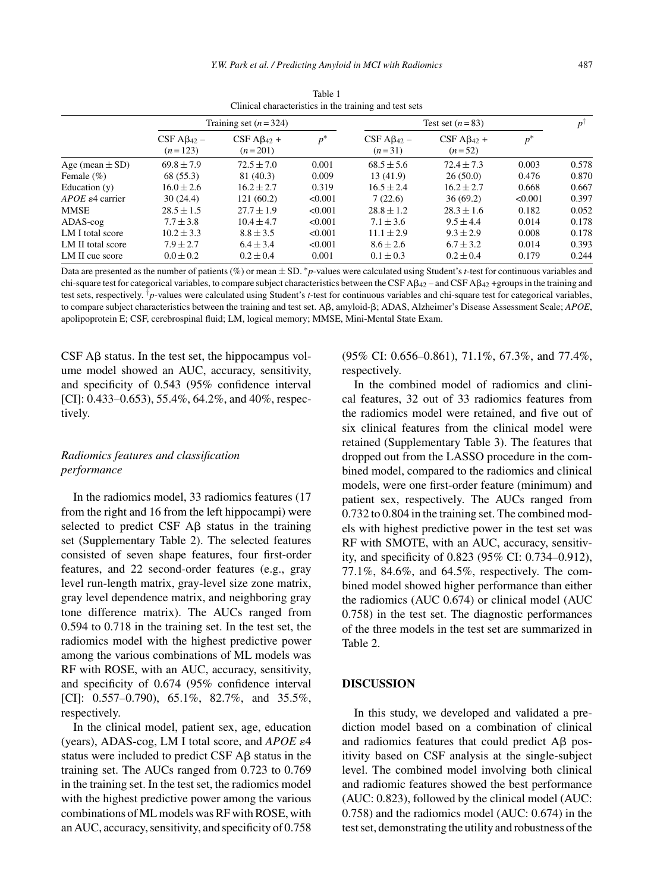Table 1
Clinical characteristics in the training and test sets

| | Training set ($n = 324$) | | | Test set ($n = 83$) | | | $p^{\dagger}$ |
|---|---|---|---|---|---|---|---|
| | CSF A$\beta_{42}$ – ($n = 123$) | CSF A$\beta_{42}$ + ($n = 201$) | $p^{*}$ | CSF A$\beta_{42}$ – ($n = 31$) | CSF A$\beta_{42}$ + ($n = 52$) | $p^{*}$ | |
| Age (mean ± SD) | 69.8 ± 7.9 | 72.5 ± 7.0 | 0.001 | 68.5 ± 5.6 | 72.4 ± 7.3 | 0.003 | 0.578 |
| Female (%) | 68 (55.3) | 81 (40.3) | 0.009 | 13 (41.9) | 26 (50.0) | 0.476 | 0.870 |
| Education (y) | 16.0 ± 2.6 | 16.2 ± 2.7 | 0.319 | 16.5 ± 2.4 | 16.2 ± 2.7 | 0.668 | 0.667 |
| *APOE* ε4 carrier | 30 (24.4) | 121 (60.2) | <0.001 | 7 (22.6) | 36 (69.2) | <0.001 | 0.397 |
| MMSE | 28.5 ± 1.5 | 27.7 ± 1.9 | <0.001 | 28.8 ± 1.2 | 28.3 ± 1.6 | 0.182 | 0.052 |
| ADAS-cog | 7.7 ± 3.8 | 10.4 ± 4.7 | <0.001 | 7.1 ± 3.6 | 9.5 ± 4.4 | 0.014 | 0.178 |
| LM I total score | 10.2 ± 3.3 | 8.8 ± 3.5 | <0.001 | 11.1 ± 2.9 | 9.3 ± 2.9 | 0.008 | 0.178 |
| LM II total score | 7.9 ± 2.7 | 6.4 ± 3.4 | <0.001 | 8.6 ± 2.6 | 6.7 ± 3.2 | 0.014 | 0.393 |
| LM II cue score | 0.0 ± 0.2 | 0.2 ± 0.4 | 0.001 | 0.1 ± 0.3 | 0.2 ± 0.4 | 0.179 | 0.244 |

Data are presented as the number of patients (%) or mean ± SD. *$p$-values were calculated using Student's $t$-test for continuous variables and chi-square test for categorical variables, to compare subject characteristics between the CSF A$\beta_{42}$ – and CSF A$\beta_{42}$ +groups in the training and test sets, respectively. †$p$-values were calculated using Student's $t$-test for continuous variables and chi-square test for categorical variables, to compare subject characteristics between the training and test set. Aβ, amyloid-β; ADAS, Alzheimer's Disease Assessment Scale; *APOE*, apolipoprotein E; CSF, cerebrospinal fluid; LM, logical memory; MMSE, Mini-Mental State Exam.

CSF Aβ status. In the test set, the hippocampus volume model showed an AUC, accuracy, sensitivity, and specificity of 0.543 (95% confidence interval [CI]: 0.433–0.653), 55.4%, 64.2%, and 40%, respectively.

### *Radiomics features and classification performance*

In the radiomics model, 33 radiomics features (17 from the right and 16 from the left hippocampi) were selected to predict CSF Aβ status in the training set (Supplementary Table 2). The selected features consisted of seven shape features, four first-order features, and 22 second-order features (e.g., gray level run-length matrix, gray-level size zone matrix, gray level dependence matrix, and neighboring gray tone difference matrix). The AUCs ranged from 0.594 to 0.718 in the training set. In the test set, the radiomics model with the highest predictive power among the various combinations of ML models was RF with ROSE, with an AUC, accuracy, sensitivity, and specificity of 0.674 (95% confidence interval [CI]: 0.557–0.790), 65.1%, 82.7%, and 35.5%, respectively.

In the clinical model, patient sex, age, education (years), ADAS-cog, LM I total score, and *APOE* ε4 status were included to predict CSF Aβ status in the training set. The AUCs ranged from 0.723 to 0.769 in the training set. In the test set, the radiomics model with the highest predictive power among the various combinations of ML models was RF with ROSE, with an AUC, accuracy, sensitivity, and specificity of 0.758 (95% CI: 0.656–0.861), 71.1%, 67.3%, and 77.4%, respectively.

In the combined model of radiomics and clinical features, 32 out of 33 radiomics features from the radiomics model were retained, and five out of six clinical features from the clinical model were retained (Supplementary Table 3). The features that dropped out from the LASSO procedure in the combined model, compared to the radiomics and clinical models, were one first-order feature (minimum) and patient sex, respectively. The AUCs ranged from 0.732 to 0.804 in the training set. The combined models with highest predictive power in the test set was RF with SMOTE, with an AUC, accuracy, sensitivity, and specificity of 0.823 (95% CI: 0.734–0.912), 77.1%, 84.6%, and 64.5%, respectively. The combined model showed higher performance than either the radiomics (AUC 0.674) or clinical model (AUC 0.758) in the test set. The diagnostic performances of the three models in the test set are summarized in Table 2.

## DISCUSSION

In this study, we developed and validated a prediction model based on a combination of clinical and radiomics features that could predict Aβ positivity based on CSF analysis at the single-subject level. The combined model involving both clinical and radiomic features showed the best performance (AUC: 0.823), followed by the clinical model (AUC: 0.758) and the radiomics model (AUC: 0.674) in the test set, demonstrating the utility and robustness of the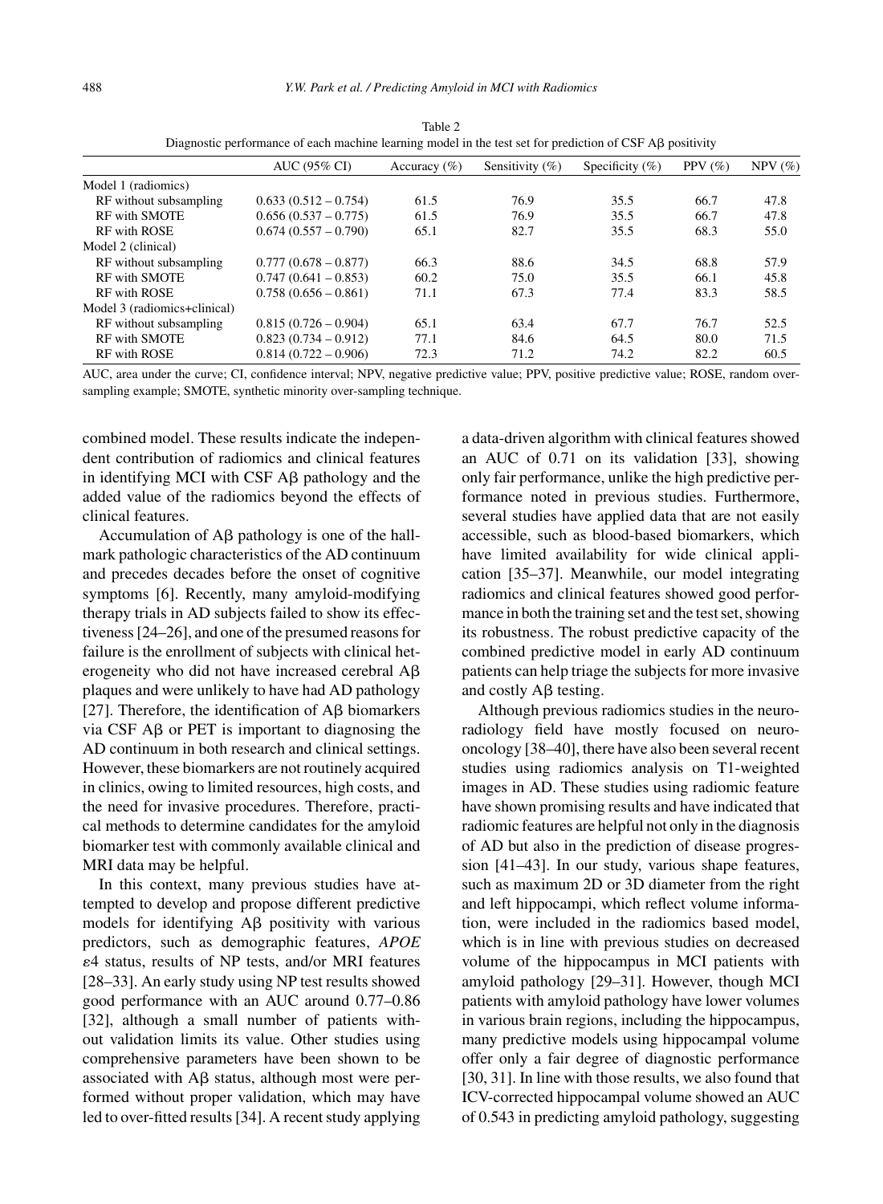Table 2
Diagnostic performance of each machine learning model in the test set for prediction of CSF Aβ positivity

| | AUC (95% CI) | Accuracy (%) | Sensitivity (%) | Specificity (%) | PPV (%) | NPV (%) |
|---|---|---|---|---|---|---|
| Model 1 (radiomics) | | | | | | |
| RF without subsampling | 0.633 (0.512 – 0.754) | 61.5 | 76.9 | 35.5 | 66.7 | 47.8 |
| RF with SMOTE | 0.656 (0.537 – 0.775) | 61.5 | 76.9 | 35.5 | 66.7 | 47.8 |
| RF with ROSE | 0.674 (0.557 – 0.790) | 65.1 | 82.7 | 35.5 | 68.3 | 55.0 |
| Model 2 (clinical) | | | | | | |
| RF without subsampling | 0.777 (0.678 – 0.877) | 66.3 | 88.6 | 34.5 | 68.8 | 57.9 |
| RF with SMOTE | 0.747 (0.641 – 0.853) | 60.2 | 75.0 | 35.5 | 66.1 | 45.8 |
| RF with ROSE | 0.758 (0.656 – 0.861) | 71.1 | 67.3 | 77.4 | 83.3 | 58.5 |
| Model 3 (radiomics+clinical) | | | | | | |
| RF without subsampling | 0.815 (0.726 – 0.904) | 65.1 | 63.4 | 67.7 | 76.7 | 52.5 |
| RF with SMOTE | 0.823 (0.734 – 0.912) | 77.1 | 84.6 | 64.5 | 80.0 | 71.5 |
| RF with ROSE | 0.814 (0.722 – 0.906) | 72.3 | 71.2 | 74.2 | 82.2 | 60.5 |

AUC, area under the curve; CI, confidence interval; NPV, negative predictive value; PPV, positive predictive value; ROSE, random over-sampling example; SMOTE, synthetic minority over-sampling technique.

combined model. These results indicate the independent contribution of radiomics and clinical features in identifying MCI with CSF Aβ pathology and the added value of the radiomics beyond the effects of clinical features.

Accumulation of Aβ pathology is one of the hallmark pathologic characteristics of the AD continuum and precedes decades before the onset of cognitive symptoms [6]. Recently, many amyloid-modifying therapy trials in AD subjects failed to show its effectiveness [24–26], and one of the presumed reasons for failure is the enrollment of subjects with clinical heterogeneity who did not have increased cerebral Aβ plaques and were unlikely to have had AD pathology [27]. Therefore, the identification of Aβ biomarkers via CSF Aβ or PET is important to diagnosing the AD continuum in both research and clinical settings. However, these biomarkers are not routinely acquired in clinics, owing to limited resources, high costs, and the need for invasive procedures. Therefore, practical methods to determine candidates for the amyloid biomarker test with commonly available clinical and MRI data may be helpful.

In this context, many previous studies have attempted to develop and propose different predictive models for identifying Aβ positivity with various predictors, such as demographic features, *APOE* ε4 status, results of NP tests, and/or MRI features [28–33]. An early study using NP test results showed good performance with an AUC around 0.77–0.86 [32], although a small number of patients without validation limits its value. Other studies using comprehensive parameters have been shown to be associated with Aβ status, although most were performed without proper validation, which may have led to over-fitted results [34]. A recent study applying a data-driven algorithm with clinical features showed an AUC of 0.71 on its validation [33], showing only fair performance, unlike the high predictive performance noted in previous studies. Furthermore, several studies have applied data that are not easily accessible, such as blood-based biomarkers, which have limited availability for wide clinical application [35–37]. Meanwhile, our model integrating radiomics and clinical features showed good performance in both the training set and the test set, showing its robustness. The robust predictive capacity of the combined predictive model in early AD continuum patients can help triage the subjects for more invasive and costly Aβ testing.

Although previous radiomics studies in the neuroradiology field have mostly focused on neuro-oncology [38–40], there have also been several recent studies using radiomics analysis on T1-weighted images in AD. These studies using radiomic feature have shown promising results and have indicated that radiomic features are helpful not only in the diagnosis of AD but also in the prediction of disease progression [41–43]. In our study, various shape features, such as maximum 2D or 3D diameter from the right and left hippocampi, which reflect volume information, were included in the radiomics based model, which is in line with previous studies on decreased volume of the hippocampus in MCI patients with amyloid pathology [29–31]. However, though MCI patients with amyloid pathology have lower volumes in various brain regions, including the hippocampus, many predictive models using hippocampal volume offer only a fair degree of diagnostic performance [30, 31]. In line with those results, we also found that ICV-corrected hippocampal volume showed an AUC of 0.543 in predicting amyloid pathology, suggesting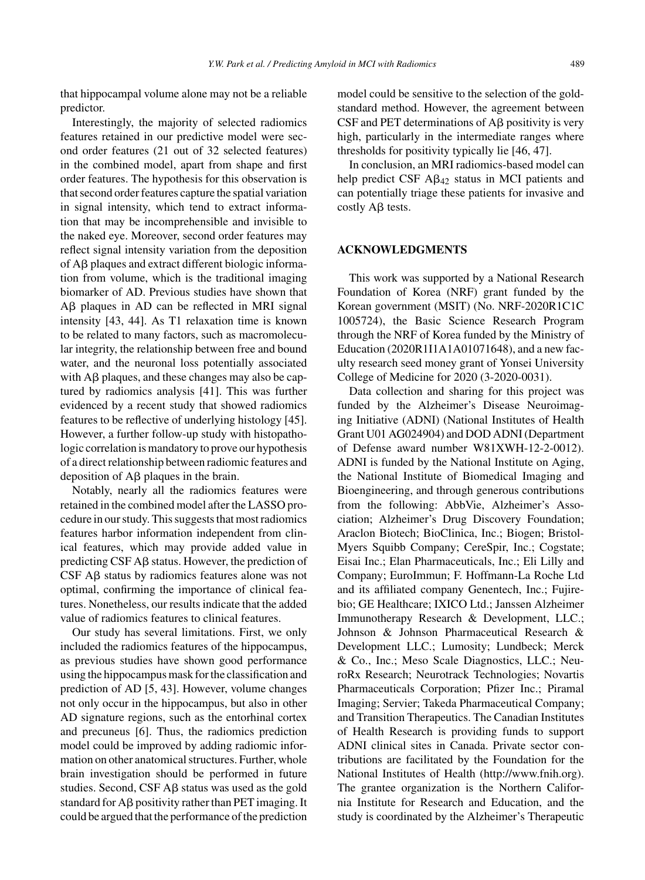that hippocampal volume alone may not be a reliable predictor.

Interestingly, the majority of selected radiomics features retained in our predictive model were second order features (21 out of 32 selected features) in the combined model, apart from shape and first order features. The hypothesis for this observation is that second order features capture the spatial variation in signal intensity, which tend to extract information that may be incomprehensible and invisible to the naked eye. Moreover, second order features may reflect signal intensity variation from the deposition of Aβ plaques and extract different biologic information from volume, which is the traditional imaging biomarker of AD. Previous studies have shown that Aβ plaques in AD can be reflected in MRI signal intensity [43, 44]. As T1 relaxation time is known to be related to many factors, such as macromolecular integrity, the relationship between free and bound water, and the neuronal loss potentially associated with Aβ plaques, and these changes may also be captured by radiomics analysis [41]. This was further evidenced by a recent study that showed radiomics features to be reflective of underlying histology [45]. However, a further follow-up study with histopathologic correlation is mandatory to prove our hypothesis of a direct relationship between radiomic features and deposition of Aβ plaques in the brain.

Notably, nearly all the radiomics features were retained in the combined model after the LASSO procedure in our study. This suggests that most radiomics features harbor information independent from clinical features, which may provide added value in predicting CSF Aβ status. However, the prediction of CSF Aβ status by radiomics features alone was not optimal, confirming the importance of clinical features. Nonetheless, our results indicate that the added value of radiomics features to clinical features.

Our study has several limitations. First, we only included the radiomics features of the hippocampus, as previous studies have shown good performance using the hippocampus mask for the classification and prediction of AD [5, 43]. However, volume changes not only occur in the hippocampus, but also in other AD signature regions, such as the entorhinal cortex and precuneus [6]. Thus, the radiomics prediction model could be improved by adding radiomic information on other anatomical structures. Further, whole brain investigation should be performed in future studies. Second, CSF Aβ status was used as the gold standard for Aβ positivity rather than PET imaging. It could be argued that the performance of the prediction model could be sensitive to the selection of the gold-standard method. However, the agreement between CSF and PET determinations of Aβ positivity is very high, particularly in the intermediate ranges where thresholds for positivity typically lie [46, 47].

In conclusion, an MRI radiomics-based model can help predict CSF $A\beta_{42}$ status in MCI patients and can potentially triage these patients for invasive and costly Aβ tests.

## ACKNOWLEDGMENTS

This work was supported by a National Research Foundation of Korea (NRF) grant funded by the Korean government (MSIT) (No. NRF-2020R1C1C1005724), the Basic Science Research Program through the NRF of Korea funded by the Ministry of Education (2020R1I1A1A01071648), and a new faculty research seed money grant of Yonsei University College of Medicine for 2020 (3-2020-0031).

Data collection and sharing for this project was funded by the Alzheimer's Disease Neuroimaging Initiative (ADNI) (National Institutes of Health Grant U01 AG024904) and DOD ADNI (Department of Defense award number W81XWH-12-2-0012). ADNI is funded by the National Institute on Aging, the National Institute of Biomedical Imaging and Bioengineering, and through generous contributions from the following: AbbVie, Alzheimer's Association; Alzheimer's Drug Discovery Foundation; Araclon Biotech; BioClinica, Inc.; Biogen; Bristol-Myers Squibb Company; CereSpir, Inc.; Cogstate; Eisai Inc.; Elan Pharmaceuticals, Inc.; Eli Lilly and Company; EuroImmun; F. Hoffmann-La Roche Ltd and its affiliated company Genentech, Inc.; Fujirebio; GE Healthcare; IXICO Ltd.; Janssen Alzheimer Immunotherapy Research & Development, LLC.; Johnson & Johnson Pharmaceutical Research & Development LLC.; Lumosity; Lundbeck; Merck & Co., Inc.; Meso Scale Diagnostics, LLC.; NeuroRx Research; Neurotrack Technologies; Novartis Pharmaceuticals Corporation; Pfizer Inc.; Piramal Imaging; Servier; Takeda Pharmaceutical Company; and Transition Therapeutics. The Canadian Institutes of Health Research is providing funds to support ADNI clinical sites in Canada. Private sector contributions are facilitated by the Foundation for the National Institutes of Health (http://www.fnih.org). The grantee organization is the Northern California Institute for Research and Education, and the study is coordinated by the Alzheimer's Therapeutic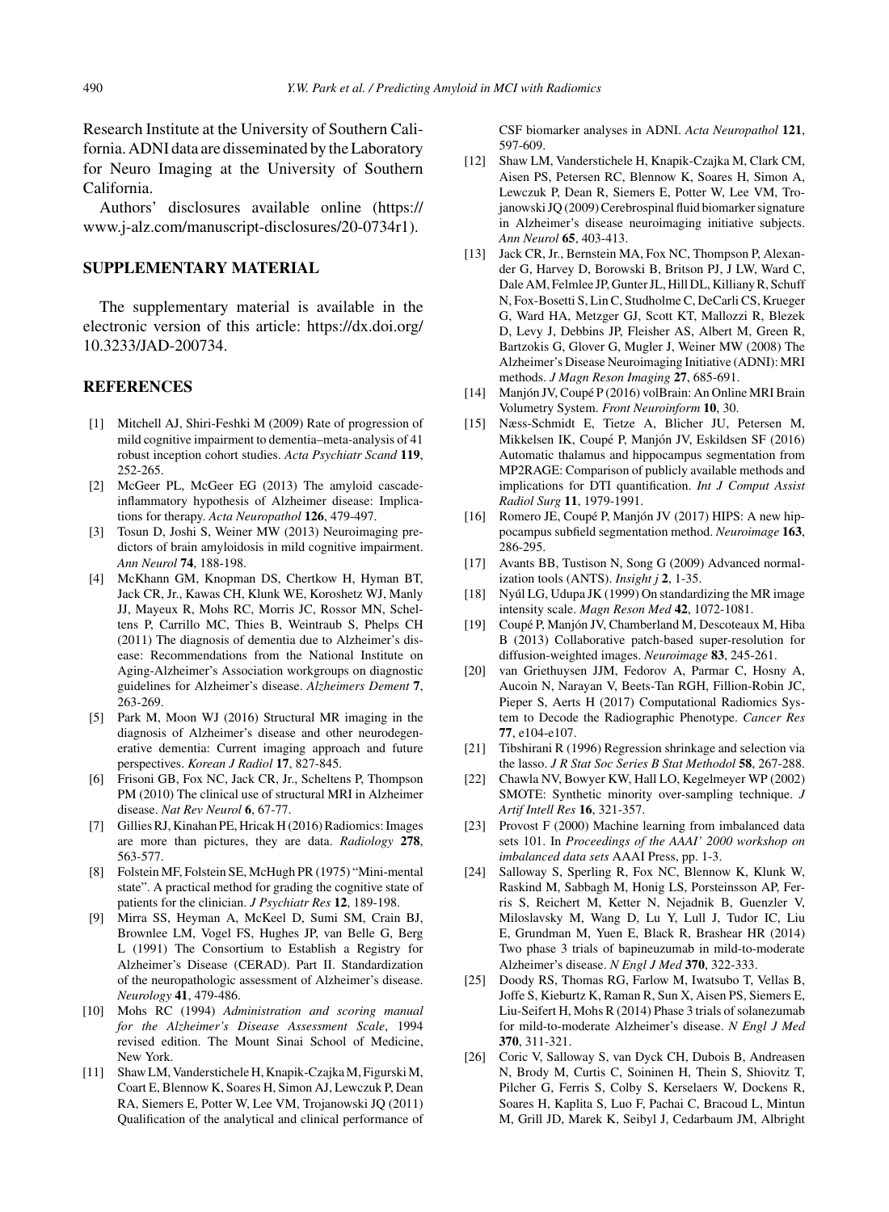Research Institute at the University of Southern California. ADNI data are disseminated by the Laboratory for Neuro Imaging at the University of Southern California.

Authors' disclosures available online (https://www.j-alz.com/manuscript-disclosures/20-0734r1).

## SUPPLEMENTARY MATERIAL

The supplementary material is available in the electronic version of this article: https://dx.doi.org/10.3233/JAD-200734.

## REFERENCES

- [1] Mitchell AJ, Shiri-Feshki M (2009) Rate of progression of mild cognitive impairment to dementia–meta-analysis of 41 robust inception cohort studies. *Acta Psychiatr Scand* **119**, 252-265.
- [2] McGeer PL, McGeer EG (2013) The amyloid cascade-inflammatory hypothesis of Alzheimer disease: Implications for therapy. *Acta Neuropathol* **126**, 479-497.
- [3] Tosun D, Joshi S, Weiner MW (2013) Neuroimaging predictors of brain amyloidosis in mild cognitive impairment. *Ann Neurol* **74**, 188-198.
- [4] McKhann GM, Knopman DS, Chertkow H, Hyman BT, Jack CR, Jr., Kawas CH, Klunk WE, Koroshetz WJ, Manly JJ, Mayeux R, Mohs RC, Morris JC, Rossor MN, Scheltens P, Carrillo MC, Thies B, Weintraub S, Phelps CH (2011) The diagnosis of dementia due to Alzheimer's disease: Recommendations from the National Institute on Aging-Alzheimer's Association workgroups on diagnostic guidelines for Alzheimer's disease. *Alzheimers Dement* **7**, 263-269.
- [5] Park M, Moon WJ (2016) Structural MR imaging in the diagnosis of Alzheimer's disease and other neurodegenerative dementia: Current imaging approach and future perspectives. *Korean J Radiol* **17**, 827-845.
- [6] Frisoni GB, Fox NC, Jack CR, Jr., Scheltens P, Thompson PM (2010) The clinical use of structural MRI in Alzheimer disease. *Nat Rev Neurol* **6**, 67-77.
- [7] Gillies RJ, Kinahan PE, Hricak H (2016) Radiomics: Images are more than pictures, they are data. *Radiology* **278**, 563-577.
- [8] Folstein MF, Folstein SE, McHugh PR (1975) "Mini-mental state". A practical method for grading the cognitive state of patients for the clinician. *J Psychiatr Res* **12**, 189-198.
- [9] Mirra SS, Heyman A, McKeel D, Sumi SM, Crain BJ, Brownlee LM, Vogel FS, Hughes JP, van Belle G, Berg L (1991) The Consortium to Establish a Registry for Alzheimer's Disease (CERAD). Part II. Standardization of the neuropathologic assessment of Alzheimer's disease. *Neurology* **41**, 479-486.
- [10] Mohs RC (1994) *Administration and scoring manual for the Alzheimer's Disease Assessment Scale*, 1994 revised edition. The Mount Sinai School of Medicine, New York.
- [11] Shaw LM, Vanderstichele H, Knapik-Czajka M, Figurski M, Coart E, Blennow K, Soares H, Simon AJ, Lewczuk P, Dean RA, Siemers E, Potter W, Lee VM, Trojanowski JQ (2011) Qualification of the analytical and clinical performance of CSF biomarker analyses in ADNI. *Acta Neuropathol* **121**, 597-609.
- [12] Shaw LM, Vanderstichele H, Knapik-Czajka M, Clark CM, Aisen PS, Petersen RC, Blennow K, Soares H, Simon A, Lewczuk P, Dean R, Siemers E, Potter W, Lee VM, Trojanowski JQ (2009) Cerebrospinal fluid biomarker signature in Alzheimer's disease neuroimaging initiative subjects. *Ann Neurol* **65**, 403-413.
- [13] Jack CR, Jr., Bernstein MA, Fox NC, Thompson P, Alexander G, Harvey D, Borowski B, Britson PJ, J LW, Ward C, Dale AM, Felmlee JP, Gunter JL, Hill DL, Killiany R, Schuff N, Fox-Bosetti S, Lin C, Studholme C, DeCarli CS, Krueger G, Ward HA, Metzger GJ, Scott KT, Mallozzi R, Blezek D, Levy J, Debbins JP, Fleisher AS, Albert M, Green R, Bartzokis G, Glover G, Mugler J, Weiner MW (2008) The Alzheimer's Disease Neuroimaging Initiative (ADNI): MRI methods. *J Magn Reson Imaging* **27**, 685-691.
- [14] Manjón JV, Coupé P (2016) volBrain: An Online MRI Brain Volumetry System. *Front Neuroinform* **10**, 30.
- [15] Næss-Schmidt E, Tietze A, Blicher JU, Petersen M, Mikkelsen IK, Coupé P, Manjón JV, Eskildsen SF (2016) Automatic thalamus and hippocampus segmentation from MP2RAGE: Comparison of publicly available methods and implications for DTI quantification. *Int J Comput Assist Radiol Surg* **11**, 1979-1991.
- [16] Romero JE, Coupé P, Manjón JV (2017) HIPS: A new hippocampus subfield segmentation method. *Neuroimage* **163**, 286-295.
- [17] Avants BB, Tustison N, Song G (2009) Advanced normalization tools (ANTS). *Insight j* **2**, 1-35.
- [18] Nyúl LG, Udupa JK (1999) On standardizing the MR image intensity scale. *Magn Reson Med* **42**, 1072-1081.
- [19] Coupé P, Manjón JV, Chamberland M, Descoteaux M, Hiba B (2013) Collaborative patch-based super-resolution for diffusion-weighted images. *Neuroimage* **83**, 245-261.
- [20] van Griethuysen JJM, Fedorov A, Parmar C, Hosny A, Aucoin N, Narayan V, Beets-Tan RGH, Fillion-Robin JC, Pieper S, Aerts H (2017) Computational Radiomics System to Decode the Radiographic Phenotype. *Cancer Res* **77**, e104-e107.
- [21] Tibshirani R (1996) Regression shrinkage and selection via the lasso. *J R Stat Soc Series B Stat Methodol* **58**, 267-288.
- [22] Chawla NV, Bowyer KW, Hall LO, Kegelmeyer WP (2002) SMOTE: Synthetic minority over-sampling technique. *J Artif Intell Res* **16**, 321-357.
- [23] Provost F (2000) Machine learning from imbalanced data sets 101. In *Proceedings of the AAAI' 2000 workshop on imbalanced data sets* AAAI Press, pp. 1-3.
- [24] Salloway S, Sperling R, Fox NC, Blennow K, Klunk W, Raskind M, Sabbagh M, Honig LS, Porsteinsson AP, Ferris S, Reichert M, Ketter N, Nejadnik B, Guenzler V, Miloslavsky M, Wang D, Lu Y, Lull J, Tudor IC, Liu E, Grundman M, Yuen E, Black R, Brashear HR (2014) Two phase 3 trials of bapineuzumab in mild-to-moderate Alzheimer's disease. *N Engl J Med* **370**, 322-333.
- [25] Doody RS, Thomas RG, Farlow M, Iwatsubo T, Vellas B, Joffe S, Kieburtz K, Raman R, Sun X, Aisen PS, Siemers E, Liu-Seifert H, Mohs R (2014) Phase 3 trials of solanezumab for mild-to-moderate Alzheimer's disease. *N Engl J Med* **370**, 311-321.
- [26] Coric V, Salloway S, van Dyck CH, Dubois B, Andreasen N, Brody M, Curtis C, Soininen H, Thein S, Shiovitz T, Pilcher G, Ferris S, Colby S, Kerselaers W, Dockens R, Soares H, Kaplita S, Luo F, Pachai C, Bracoud L, Mintun M, Grill JD, Marek K, Seibyl J, Cedarbaum JM, Albright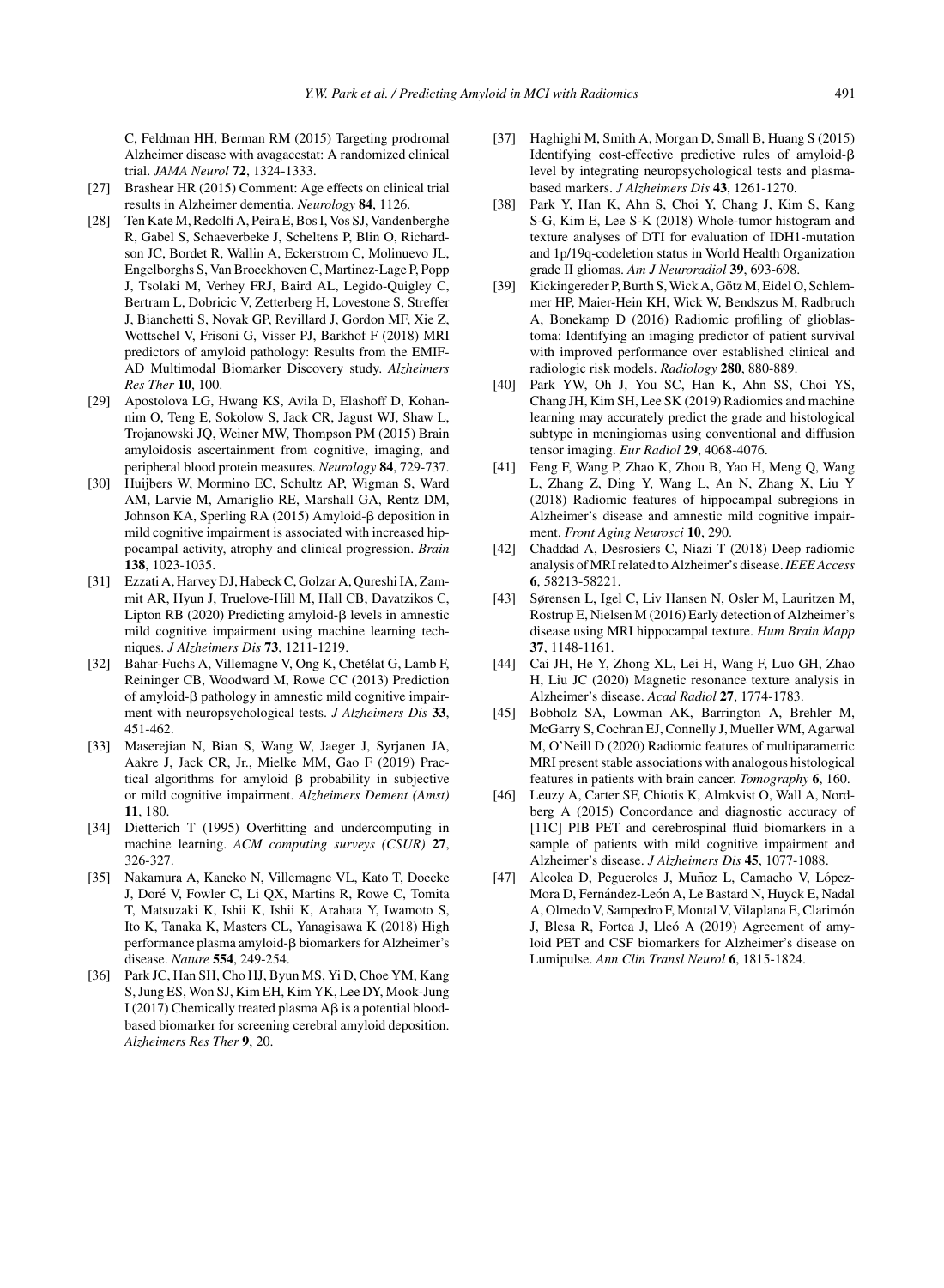C, Feldman HH, Berman RM (2015) Targeting prodromal Alzheimer disease with avagacestat: A randomized clinical trial. *JAMA Neurol* **72**, 1324-1333.

[27] Brashear HR (2015) Comment: Age effects on clinical trial results in Alzheimer dementia. *Neurology* **84**, 1126.

[28] Ten Kate M, Redolfi A, Peira E, Bos I, Vos SJ, Vandenberghe R, Gabel S, Schaeverbeke J, Scheltens P, Blin O, Richardson JC, Bordet R, Wallin A, Eckerstrom C, Molinuevo JL, Engelborghs S, Van Broeckhoven C, Martinez-Lage P, Popp J, Tsolaki M, Verhey FRJ, Baird AL, Legido-Quigley C, Bertram L, Dobricic V, Zetterberg H, Lovestone S, Streffer J, Bianchetti S, Novak GP, Revillard J, Gordon MF, Xie Z, Wottschel V, Frisoni G, Visser PJ, Barkhof F (2018) MRI predictors of amyloid pathology: Results from the EMIF-AD Multimodal Biomarker Discovery study. *Alzheimers Res Ther* **10**, 100.

[29] Apostolova LG, Hwang KS, Avila D, Elashoff D, Kohannim O, Teng E, Sokolow S, Jack CR, Jagust WJ, Shaw L, Trojanowski JQ, Weiner MW, Thompson PM (2015) Brain amyloidosis ascertainment from cognitive, imaging, and peripheral blood protein measures. *Neurology* **84**, 729-737.

[30] Huijbers W, Mormino EC, Schultz AP, Wigman S, Ward AM, Larvie M, Amariglio RE, Marshall GA, Rentz DM, Johnson KA, Sperling RA (2015) Amyloid-β deposition in mild cognitive impairment is associated with increased hippocampal activity, atrophy and clinical progression. *Brain* **138**, 1023-1035.

[31] Ezzati A, Harvey DJ, Habeck C, Golzar A, Qureshi IA, Zammit AR, Hyun J, Truelove-Hill M, Hall CB, Davatzikos C, Lipton RB (2020) Predicting amyloid-β levels in amnestic mild cognitive impairment using machine learning techniques. *J Alzheimers Dis* **73**, 1211-1219.

[32] Bahar-Fuchs A, Villemagne V, Ong K, Chetélat G, Lamb F, Reininger CB, Woodward M, Rowe CC (2013) Prediction of amyloid-β pathology in amnestic mild cognitive impairment with neuropsychological tests. *J Alzheimers Dis* **33**, 451-462.

[33] Maserejian N, Bian S, Wang W, Jaeger J, Syrjanen JA, Aakre J, Jack CR, Jr., Mielke MM, Gao F (2019) Practical algorithms for amyloid β probability in subjective or mild cognitive impairment. *Alzheimers Dement (Amst)* **11**, 180.

[34] Dietterich T (1995) Overfitting and undercomputing in machine learning. *ACM computing surveys (CSUR)* **27**, 326-327.

[35] Nakamura A, Kaneko N, Villemagne VL, Kato T, Doecke J, Doré V, Fowler C, Li QX, Martins R, Rowe C, Tomita T, Matsuzaki K, Ishii K, Ishii K, Arahata Y, Iwamoto S, Ito K, Tanaka K, Masters CL, Yanagisawa K (2018) High performance plasma amyloid-β biomarkers for Alzheimer's disease. *Nature* **554**, 249-254.

[36] Park JC, Han SH, Cho HJ, Byun MS, Yi D, Choe YM, Kang S, Jung ES, Won SJ, Kim EH, Kim YK, Lee DY, Mook-Jung I (2017) Chemically treated plasma Aβ is a potential blood-based biomarker for screening cerebral amyloid deposition. *Alzheimers Res Ther* **9**, 20.

[37] Haghighi M, Smith A, Morgan D, Small B, Huang S (2015) Identifying cost-effective predictive rules of amyloid-β level by integrating neuropsychological tests and plasma-based markers. *J Alzheimers Dis* **43**, 1261-1270.

[38] Park Y, Han K, Ahn S, Choi Y, Chang J, Kim S, Kang S-G, Kim E, Lee S-K (2018) Whole-tumor histogram and texture analyses of DTI for evaluation of IDH1-mutation and 1p/19q-codeletion status in World Health Organization grade II gliomas. *Am J Neuroradiol* **39**, 693-698.

[39] Kickingereder P, Burth S, Wick A, Götz M, Eidel O, Schlemmer HP, Maier-Hein KH, Wick W, Bendszus M, Radbruch A, Bonekamp D (2016) Radiomic profiling of glioblastoma: Identifying an imaging predictor of patient survival with improved performance over established clinical and radiologic risk models. *Radiology* **280**, 880-889.

[40] Park YW, Oh J, You SC, Han K, Ahn SS, Choi YS, Chang JH, Kim SH, Lee SK (2019) Radiomics and machine learning may accurately predict the grade and histological subtype in meningiomas using conventional and diffusion tensor imaging. *Eur Radiol* **29**, 4068-4076.

[41] Feng F, Wang P, Zhao K, Zhou B, Yao H, Meng Q, Wang L, Zhang Z, Ding Y, Wang L, An N, Zhang X, Liu Y (2018) Radiomic features of hippocampal subregions in Alzheimer's disease and amnestic mild cognitive impairment. *Front Aging Neurosci* **10**, 290.

[42] Chaddad A, Desrosiers C, Niazi T (2018) Deep radiomic analysis of MRI related to Alzheimer's disease. *IEEE Access* **6**, 58213-58221.

[43] Sørensen L, Igel C, Liv Hansen N, Osler M, Lauritzen M, Rostrup E, Nielsen M (2016) Early detection of Alzheimer's disease using MRI hippocampal texture. *Hum Brain Mapp* **37**, 1148-1161.

[44] Cai JH, He Y, Zhong XL, Lei H, Wang F, Luo GH, Zhao H, Liu JC (2020) Magnetic resonance texture analysis in Alzheimer's disease. *Acad Radiol* **27**, 1774-1783.

[45] Bobholz SA, Lowman AK, Barrington A, Brehler M, McGarry S, Cochran EJ, Connelly J, Mueller WM, Agarwal M, O'Neill D (2020) Radiomic features of multiparametric MRI present stable associations with analogous histological features in patients with brain cancer. *Tomography* **6**, 160.

[46] Leuzy A, Carter SF, Chiotis K, Almkvist O, Wall A, Nordberg A (2015) Concordance and diagnostic accuracy of [11C] PIB PET and cerebrospinal fluid biomarkers in a sample of patients with mild cognitive impairment and Alzheimer's disease. *J Alzheimers Dis* **45**, 1077-1088.

[47] Alcolea D, Pegueroles J, Muñoz L, Camacho V, López-Mora D, Fernández-León A, Le Bastard N, Huyck E, Nadal A, Olmedo V, Sampedro F, Montal V, Vilaplana E, Clarimón J, Blesa R, Fortea J, Lleó A (2019) Agreement of amyloid PET and CSF biomarkers for Alzheimer's disease on Lumipulse. *Ann Clin Transl Neurol* **6**, 1815-1824.